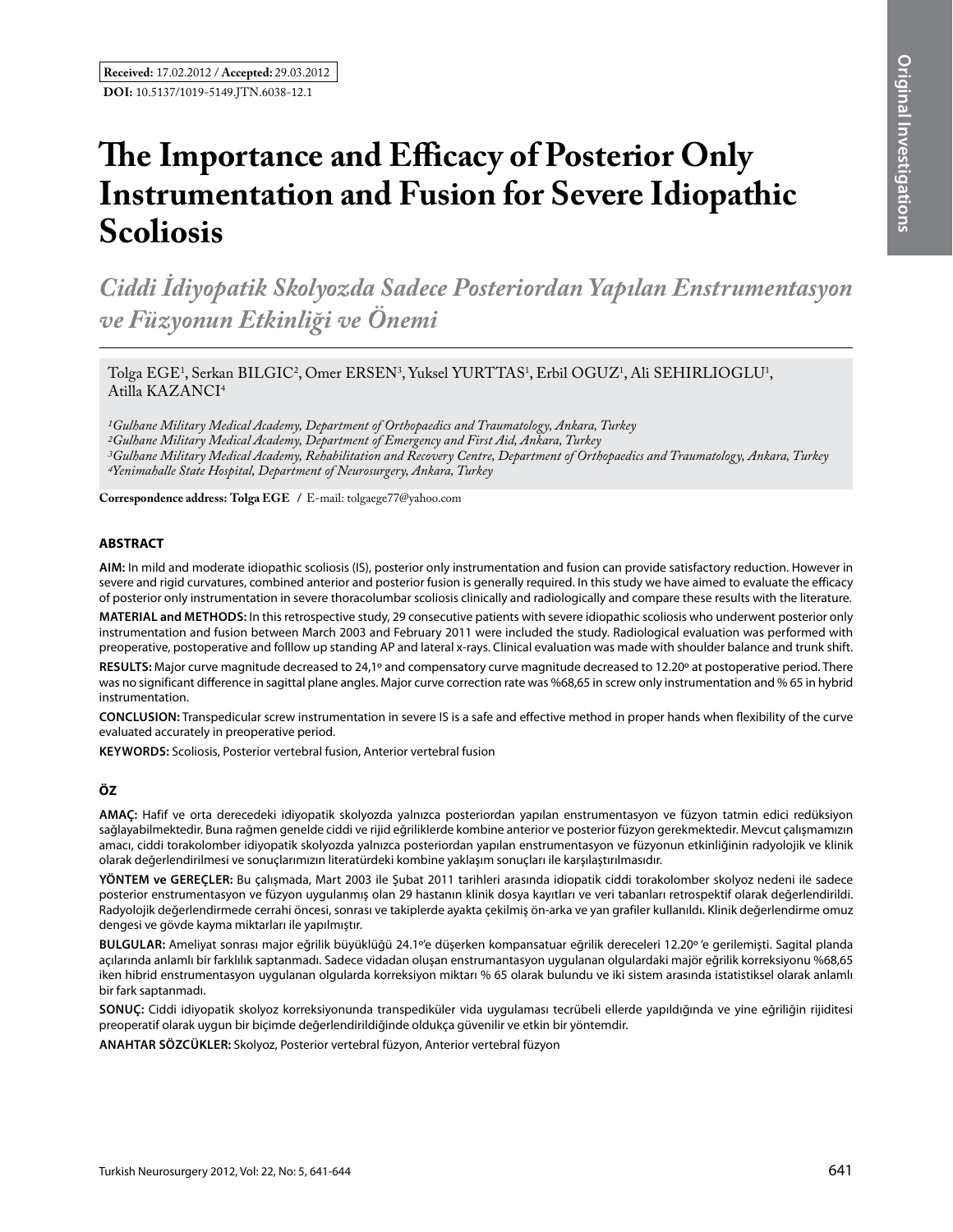**Received:** 17.02.2012 / **Accepted:** 29.03.2012

**DOI:** 10.5137/1019-5149.JTN.6038-12.1

# The Importance and Efficacy of Posterior Only Instrumentation and Fusion for Severe Idiopathic Scoliosis

## *Ciddi İdiyopatik Skolyozda Sadece Posteriordan Yapılan Enstrumentasyon ve Füzyonun Etkinliği ve Önemi*

Tolga EGE[1], Serkan BILGIC[2], Omer ERSEN[3], Yuksel YURTTAS[1], Erbil OGUZ[1], Ali SEHIRLIOGLU[1], Atilla KAZANCI[4]

*[1]Gulhane Military Medical Academy, Department of Orthopaedics and Traumatology, Ankara, Turkey*
*[2]Gulhane Military Medical Academy, Department of Emergency and First Aid, Ankara, Turkey*
*[3]Gulhane Military Medical Academy, Rehabilitation and Recovery Centre, Department of Orthopaedics and Traumatology, Ankara, Turkey*
*[4]Yenimahalle State Hospital, Department of Neurosurgery, Ankara, Turkey*

**Correspondence address: Tolga EGE** / E-mail: tolgaege77@yahoo.com

## ABSTRACT

**AIM:** In mild and moderate idiopathic scoliosis (IS), posterior only instrumentation and fusion can provide satisfactory reduction. However in severe and rigid curvatures, combined anterior and posterior fusion is generally required. In this study we have aimed to evaluate the efficacy of posterior only instrumentation in severe thoracolumbar scoliosis clinically and radiologically and compare these results with the literature.

**MATERIAL and METHODS:** In this retrospective study, 29 consecutive patients with severe idiopathic scoliosis who underwent posterior only instrumentation and fusion between March 2003 and February 2011 were included the study. Radiological evaluation was performed with preoperative, postoperative and folllow up standing AP and lateral x-rays. Clinical evaluation was made with shoulder balance and trunk shift.

**RESULTS:** Major curve magnitude decreased to 24,1º and compensatory curve magnitude decreased to 12.20º at postoperative period. There was no significant difference in sagittal plane angles. Major curve correction rate was %68,65 in screw only instrumentation and % 65 in hybrid instrumentation.

**CONCLUSION:** Transpedicular screw instrumentation in severe IS is a safe and effective method in proper hands when flexibility of the curve evaluated accurately in preoperative period.

**KEYWORDS:** Scoliosis, Posterior vertebral fusion, Anterior vertebral fusion

## ÖZ

**AMAÇ:** Hafif ve orta derecedeki idiyopatik skolyozda yalnızca posteriordan yapılan enstrumentasyon ve füzyon tatmin edici redüksiyon sağlayabilmektedir. Buna rağmen genelde ciddi ve rijid eğriliklerde kombine anterior ve posterior füzyon gerekmektedir. Mevcut çalışmamızın amacı, ciddi torakolomber idiyopatik skolyozda yalnızca posteriordan yapılan enstrumentasyon ve füzyonun etkinliğinin radyolojik ve klinik olarak değerlendirilmesi ve sonuçlarımızın literatürdeki kombine yaklaşım sonuçları ile karşılaştırılmasıdır.

**YÖNTEM ve GEREÇLER:** Bu çalışmada, Mart 2003 ile Şubat 2011 tarihleri arasında idiopatik ciddi torakolomber skolyoz nedeni ile sadece posterior enstrumentasyon ve füzyon uygulanmış olan 29 hastanın klinik dosya kayıtları ve veri tabanları retrospektif olarak değerlendirildi. Radyolojik değerlendirmede cerrahi öncesi, sonrası ve takiplerde ayakta çekilmiş ön-arka ve yan grafiler kullanıldı. Klinik değerlendirme omuz dengesi ve gövde kayma miktarları ile yapılmıştır.

**BULGULAR:** Ameliyat sonrası major eğrilik büyüklüğü 24.1º'e düşerken kompansatuar eğrilik dereceleri 12.20º 'e gerilemişti. Sagital planda açılarında anlamlı bir farklılık saptanmadı. Sadece vidadan oluşan enstrumantasyon uygulanan olgulardaki majör eğrilik korreksiyonu %68,65 iken hibrid enstrumentasyon uygulanan olgularda korreksiyon miktarı % 65 olarak bulundu ve iki sistem arasında istatistiksel olarak anlamlı bir fark saptanmadı.

**SONUÇ:** Ciddi idiyopatik skolyoz korreksiyonunda transpediküler vida uygulaması tecrübeli ellerde yapıldığında ve yine eğriliğin rijiditesi preoperatif olarak uygun bir biçimde değerlendirildiğinde oldukça güvenilir ve etkin bir yöntemdir.

**ANAHTAR SÖZCÜKLER:** Skolyoz, Posterior vertebral füzyon, Anterior vertebral füzyon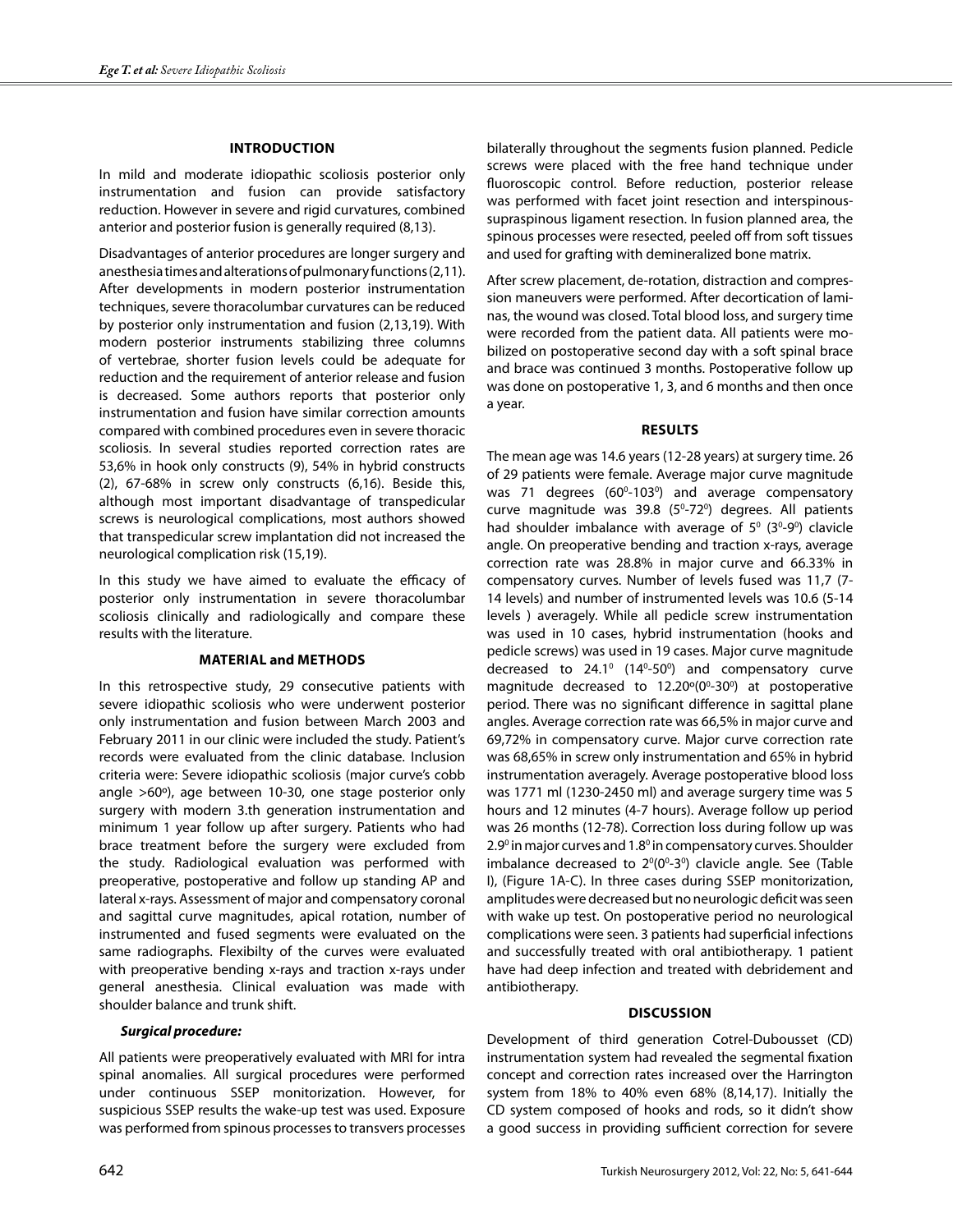## INTRODUCTION

In mild and moderate idiopathic scoliosis posterior only instrumentation and fusion can provide satisfactory reduction. However in severe and rigid curvatures, combined anterior and posterior fusion is generally required (8,13).

Disadvantages of anterior procedures are longer surgery and anesthesia times and alterations of pulmonary functions (2,11). After developments in modern posterior instrumentation techniques, severe thoracolumbar curvatures can be reduced by posterior only instrumentation and fusion (2,13,19). With modern posterior instruments stabilizing three columns of vertebrae, shorter fusion levels could be adequate for reduction and the requirement of anterior release and fusion is decreased. Some authors reports that posterior only instrumentation and fusion have similar correction amounts compared with combined procedures even in severe thoracic scoliosis. In several studies reported correction rates are 53,6% in hook only constructs (9), 54% in hybrid constructs (2), 67-68% in screw only constructs (6,16). Beside this, although most important disadvantage of transpedicular screws is neurological complications, most authors showed that transpedicular screw implantation did not increased the neurological complication risk (15,19).

In this study we have aimed to evaluate the efficacy of posterior only instrumentation in severe thoracolumbar scoliosis clinically and radiologically and compare these results with the literature.

## MATERIAL and METHODS

In this retrospective study, 29 consecutive patients with severe idiopathic scoliosis who were underwent posterior only instrumentation and fusion between March 2003 and February 2011 in our clinic were included the study. Patient's records were evaluated from the clinic database. Inclusion criteria were: Severe idiopathic scoliosis (major curve's cobb angle >60º), age between 10-30, one stage posterior only surgery with modern 3.th generation instrumentation and minimum 1 year follow up after surgery. Patients who had brace treatment before the surgery were excluded from the study. Radiological evaluation was performed with preoperative, postoperative and follow up standing AP and lateral x-rays. Assessment of major and compensatory coronal and sagittal curve magnitudes, apical rotation, number of instrumented and fused segments were evaluated on the same radiographs. Flexibilty of the curves were evaluated with preoperative bending x-rays and traction x-rays under general anesthesia. Clinical evaluation was made with shoulder balance and trunk shift.

### *Surgical procedure:*

All patients were preoperatively evaluated with MRI for intra spinal anomalies. All surgical procedures were performed under continuous SSEP monitorization. However, for suspicious SSEP results the wake-up test was used. Exposure was performed from spinous processes to transvers processes bilaterally throughout the segments fusion planned. Pedicle screws were placed with the free hand technique under fluoroscopic control. Before reduction, posterior release was performed with facet joint resection and interspinous-supraspinous ligament resection. In fusion planned area, the spinous processes were resected, peeled off from soft tissues and used for grafting with demineralized bone matrix.

After screw placement, de-rotation, distraction and compression maneuvers were performed. After decortication of laminas, the wound was closed. Total blood loss, and surgery time were recorded from the patient data. All patients were mobilized on postoperative second day with a soft spinal brace and brace was continued 3 months. Postoperative follow up was done on postoperative 1, 3, and 6 months and then once a year.

## RESULTS

The mean age was 14.6 years (12-28 years) at surgery time. 26 of 29 patients were female. Average major curve magnitude was 71 degrees ($60^0$-$103^0$) and average compensatory curve magnitude was 39.8 ($5^0$-$72^0$) degrees. All patients had shoulder imbalance with average of $5^0$ ($3^0$-$9^0$) clavicle angle. On preoperative bending and traction x-rays, average correction rate was 28.8% in major curve and 66.33% in compensatory curves. Number of levels fused was 11,7 (7-14 levels) and number of instrumented levels was 10.6 (5-14 levels ) averagely. While all pedicle screw instrumentation was used in 10 cases, hybrid instrumentation (hooks and pedicle screws) was used in 19 cases. Major curve magnitude decreased to $24.1^0$ ($14^0$-$50^0$) and compensatory curve magnitude decreased to 12.20º($0^0$-$30^0$) at postoperative period. There was no significant difference in sagittal plane angles. Average correction rate was 66,5% in major curve and 69,72% in compensatory curve. Major curve correction rate was 68,65% in screw only instrumentation and 65% in hybrid instrumentation averagely. Average postoperative blood loss was 1771 ml (1230-2450 ml) and average surgery time was 5 hours and 12 minutes (4-7 hours). Average follow up period was 26 months (12-78). Correction loss during follow up was $2.9^0$ in major curves and $1.8^0$ in compensatory curves. Shoulder imbalance decreased to $2^0$($0^0$-$3^0$) clavicle angle. See (Table I), (Figure 1A-C). In three cases during SSEP monitorization, amplitudes were decreased but no neurologic deficit was seen with wake up test. On postoperative period no neurological complications were seen. 3 patients had superficial infections and successfully treated with oral antibiotherapy. 1 patient have had deep infection and treated with debridement and antibiotherapy.

## DISCUSSION

Development of third generation Cotrel-Dubousset (CD) instrumentation system had revealed the segmental fixation concept and correction rates increased over the Harrington system from 18% to 40% even 68% (8,14,17). Initially the CD system composed of hooks and rods, so it didn't show a good success in providing sufficient correction for severe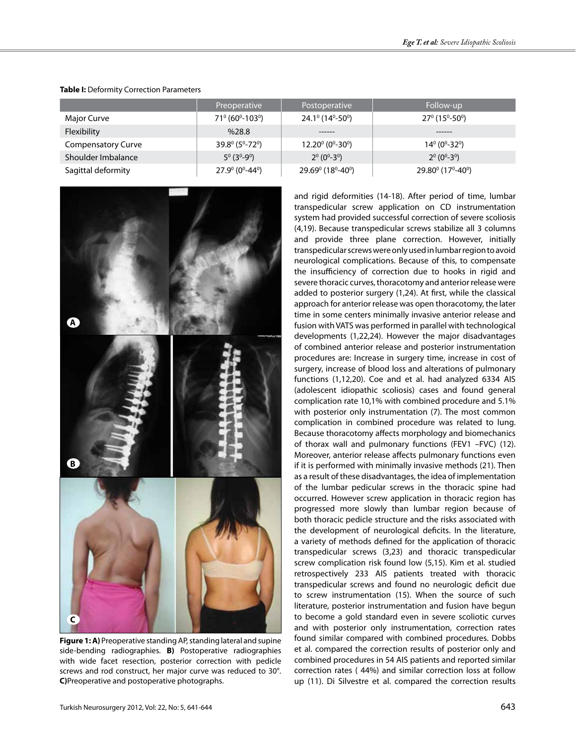**Table I:** Deformity Correction Parameters

| | Preoperative | Postoperative | Follow-up |
|---|---|---|---|
| Major Curve | $71^0$ ($60^0$-$103^0$) | $24.1^0$ ($14^0$-$50^0$) | $27^0$ ($15^0$-$50^0$) |
| Flexibility | %28.8 | ------ | ------ |
| Compensatory Curve | $39.8^0$ ($5^0$-$72^0$) | $12.20^0$ ($0^0$-$30^0$) | $14^0$ ($0^0$-$32^0$) |
| Shoulder Imbalance | $5^0$ ($3^0$-$9^0$) | $2^0$ ($0^0$-$3^0$) | $2^0$ ($0^0$-$3^0$) |
| Sagittal deformity | $27.9^0$ ($0^0$-$44^0$) | $29.69^0$ ($18^0$-$40^0$) | $29.80^0$ ($17^0$-$40^0$) |

**Figure 1: A)** Preoperative standing AP, standing lateral and supine side-bending radiographies. **B)** Postoperative radiographies with wide facet resection, posterior correction with pedicle screws and rod construct, her major curve was reduced to 30°. **C)** Preoperative and postoperative photographs.

and rigid deformities (14-18). After period of time, lumbar transpedicular screw application on CD instrumentation system had provided successful correction of severe scoliosis (4,19). Because transpedicular screws stabilize all 3 columns and provide three plane correction. However, initially transpedicular screws were only used in lumbar region to avoid neurological complications. Because of this, to compensate the insufficiency of correction due to hooks in rigid and severe thoracic curves, thoracotomy and anterior release were added to posterior surgery (1,24). At first, while the classical approach for anterior release was open thoracotomy, the later time in some centers minimally invasive anterior release and fusion with VATS was performed in parallel with technological developments (1,22,24). However the major disadvantages of combined anterior release and posterior instrumentation procedures are: Increase in surgery time, increase in cost of surgery, increase of blood loss and alterations of pulmonary functions (1,12,20). Coe and et al. had analyzed 6334 AIS (adolescent idiopathic scoliosis) cases and found general complication rate 10,1% with combined procedure and 5.1% with posterior only instrumentation (7). The most common complication in combined procedure was related to lung. Because thoracotomy affects morphology and biomechanics of thorax wall and pulmonary functions (FEV1 –FVC) (12). Moreover, anterior release affects pulmonary functions even if it is performed with minimally invasive methods (21). Then as a result of these disadvantages, the idea of implementation of the lumbar pedicular screws in the thoracic spine had occurred. However screw application in thoracic region has progressed more slowly than lumbar region because of both thoracic pedicle structure and the risks associated with the development of neurological deficits. In the literature, a variety of methods defined for the application of thoracic transpedicular screws (3,23) and thoracic transpedicular screw complication risk found low (5,15). Kim et al. studied retrospectively 233 AIS patients treated with thoracic transpedicular screws and found no neurologic deficit due to screw instrumentation (15). When the source of such literature, posterior instrumentation and fusion have begun to become a gold standard even in severe scoliotic curves and with posterior only instrumentation, correction rates found similar compared with combined procedures. Dobbs et al. compared the correction results of posterior only and combined procedures in 54 AIS patients and reported similar correction rates ( 44%) and similar correction loss at follow up (11). Di Silvestre et al. compared the correction results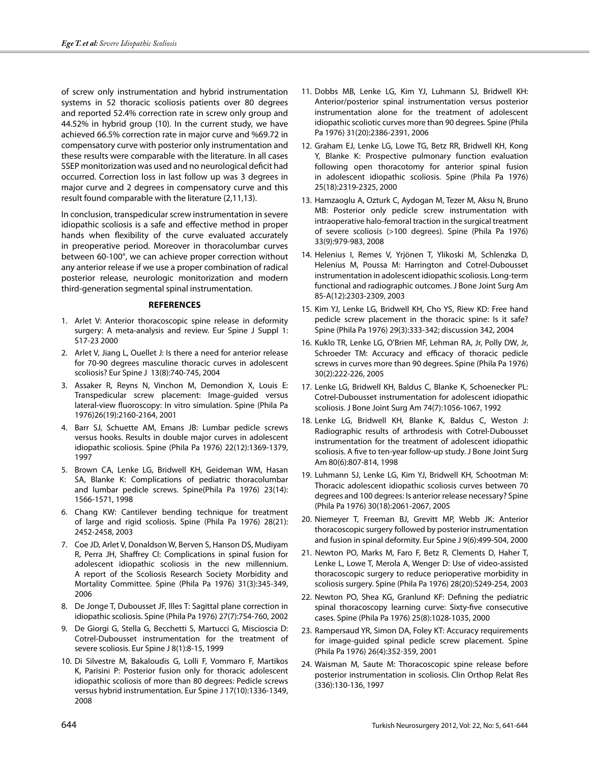of screw only instrumentation and hybrid instrumentation systems in 52 thoracic scoliosis patients over 80 degrees and reported 52.4% correction rate in screw only group and 44.52% in hybrid group (10). In the current study, we have achieved 66.5% correction rate in major curve and %69.72 in compensatory curve with posterior only instrumentation and these results were comparable with the literature. In all cases SSEP monitorization was used and no neurological deficit had occurred. Correction loss in last follow up was 3 degrees in major curve and 2 degrees in compensatory curve and this result found comparable with the literature (2,11,13).

In conclusion, transpedicular screw instrumentation in severe idiopathic scoliosis is a safe and effective method in proper hands when flexibility of the curve evaluated accurately in preoperative period. Moreover in thoracolumbar curves between 60-100°, we can achieve proper correction without any anterior release if we use a proper combination of radical posterior release, neurologic monitorization and modern third-generation segmental spinal instrumentation.

## REFERENCES

1. Arlet V: Anterior thoracoscopic spine release in deformity surgery: A meta-analysis and review. Eur Spine J Suppl 1: S17-23 2000
2. Arlet V, Jiang L, Ouellet J: Is there a need for anterior release for 70-90 degrees masculine thoracic curves in adolescent scoliosis? Eur Spine J 13(8):740-745, 2004
3. Assaker R, Reyns N, Vinchon M, Demondion X, Louis E: Transpedicular screw placement: Image-guided versus lateral-view fluoroscopy: In vitro simulation. Spine (Phila Pa 1976)26(19):2160-2164, 2001
4. Barr SJ, Schuette AM, Emans JB: Lumbar pedicle screws versus hooks. Results in double major curves in adolescent idiopathic scoliosis. Spine (Phila Pa 1976) 22(12):1369-1379, 1997
5. Brown CA, Lenke LG, Bridwell KH, Geideman WM, Hasan SA, Blanke K: Complications of pediatric thoracolumbar and lumbar pedicle screws. Spine(Phila Pa 1976) 23(14): 1566-1571, 1998
6. Chang KW: Cantilever bending technique for treatment of large and rigid scoliosis. Spine (Phila Pa 1976) 28(21): 2452-2458, 2003
7. Coe JD, Arlet V, Donaldson W, Berven S, Hanson DS, Mudiyam R, Perra JH, Shaffrey CI: Complications in spinal fusion for adolescent idiopathic scoliosis in the new millennium. A report of the Scoliosis Research Society Morbidity and Mortality Committee. Spine (Phila Pa 1976) 31(3):345-349, 2006
8. De Jonge T, Dubousset JF, Illes T: Sagittal plane correction in idiopathic scoliosis. Spine (Phila Pa 1976) 27(7):754-760, 2002
9. De Giorgi G, Stella G, Becchetti S, Martucci G, Miscioscia D: Cotrel-Dubousset instrumentation for the treatment of severe scoliosis. Eur Spine J 8(1):8-15, 1999
10. Di Silvestre M, Bakaloudis G, Lolli F, Vommaro F, Martikos K, Parisini P: Posterior fusion only for thoracic adolescent idiopathic scoliosis of more than 80 degrees: Pedicle screws versus hybrid instrumentation. Eur Spine J 17(10):1336-1349, 2008
11. Dobbs MB, Lenke LG, Kim YJ, Luhmann SJ, Bridwell KH: Anterior/posterior spinal instrumentation versus posterior instrumentation alone for the treatment of adolescent idiopathic scoliotic curves more than 90 degrees. Spine (Phila Pa 1976) 31(20):2386-2391, 2006
12. Graham EJ, Lenke LG, Lowe TG, Betz RR, Bridwell KH, Kong Y, Blanke K: Prospective pulmonary function evaluation following open thoracotomy for anterior spinal fusion in adolescent idiopathic scoliosis. Spine (Phila Pa 1976) 25(18):2319-2325, 2000
13. Hamzaoglu A, Ozturk C, Aydogan M, Tezer M, Aksu N, Bruno MB: Posterior only pedicle screw instrumentation with intraoperative halo-femoral traction in the surgical treatment of severe scoliosis (>100 degrees). Spine (Phila Pa 1976) 33(9):979-983, 2008
14. Helenius I, Remes V, Yrjönen T, Ylikoski M, Schlenzka D, Helenius M, Poussa M: Harrington and Cotrel-Dubousset instrumentation in adolescent idiopathic scoliosis. Long-term functional and radiographic outcomes. J Bone Joint Surg Am 85-A(12):2303-2309, 2003
15. Kim YJ, Lenke LG, Bridwell KH, Cho YS, Riew KD: Free hand pedicle screw placement in the thoracic spine: Is it safe? Spine (Phila Pa 1976) 29(3):333-342; discussion 342, 2004
16. Kuklo TR, Lenke LG, O'Brien MF, Lehman RA, Jr, Polly DW, Jr, Schroeder TM: Accuracy and efficacy of thoracic pedicle screws in curves more than 90 degrees. Spine (Phila Pa 1976) 30(2):222-226, 2005
17. Lenke LG, Bridwell KH, Baldus C, Blanke K, Schoenecker PL: Cotrel-Dubousset instrumentation for adolescent idiopathic scoliosis. J Bone Joint Surg Am 74(7):1056-1067, 1992
18. Lenke LG, Bridwell KH, Blanke K, Baldus C, Weston J: Radiographic results of arthrodesis with Cotrel-Dubousset instrumentation for the treatment of adolescent idiopathic scoliosis. A five to ten-year follow-up study. J Bone Joint Surg Am 80(6):807-814, 1998
19. Luhmann SJ, Lenke LG, Kim YJ, Bridwell KH, Schootman M: Thoracic adolescent idiopathic scoliosis curves between 70 degrees and 100 degrees: Is anterior release necessary? Spine (Phila Pa 1976) 30(18):2061-2067, 2005
20. Niemeyer T, Freeman BJ, Grevitt MP, Webb JK: Anterior thoracoscopic surgery followed by posterior instrumentation and fusion in spinal deformity. Eur Spine J 9(6):499-504, 2000
21. Newton PO, Marks M, Faro F, Betz R, Clements D, Haher T, Lenke L, Lowe T, Merola A, Wenger D: Use of video-assisted thoracoscopic surgery to reduce perioperative morbidity in scoliosis surgery. Spine (Phila Pa 1976) 28(20):S249-254, 2003
22. Newton PO, Shea KG, Granlund KF: Defining the pediatric spinal thoracoscopy learning curve: Sixty-five consecutive cases. Spine (Phila Pa 1976) 25(8):1028-1035, 2000
23. Rampersaud YR, Simon DA, Foley KT: Accuracy requirements for image-guided spinal pedicle screw placement. Spine (Phila Pa 1976) 26(4):352-359, 2001
24. Waisman M, Saute M: Thoracoscopic spine release before posterior instrumentation in scoliosis. Clin Orthop Relat Res (336):130-136, 1997